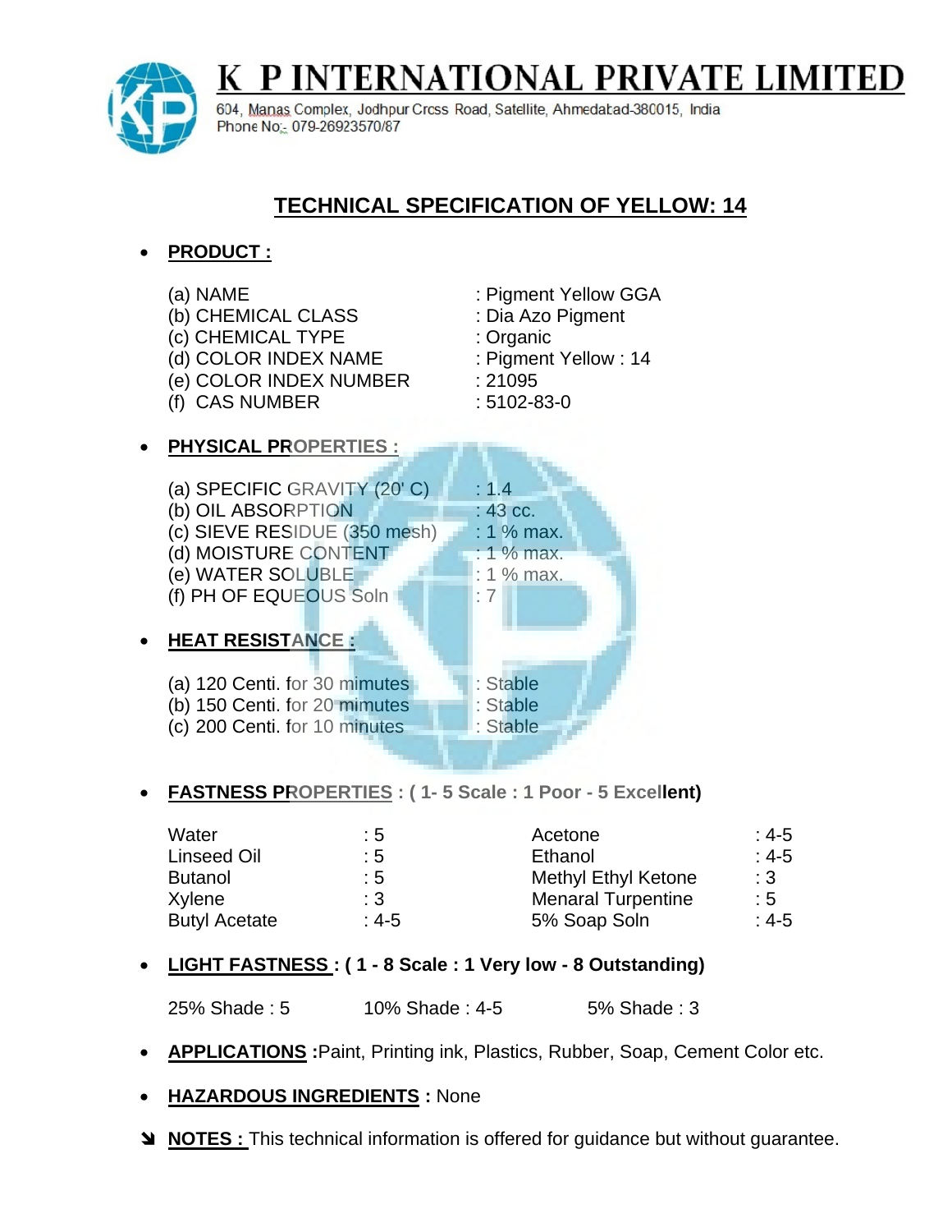# K P INTERNATIONAL PRIVATE LIMITED

604, Manas Complex, Jodhpur Cross Road, Satellite, Ahmedabad-380015, India
Phone No.: 079-26923570/87

## TECHNICAL SPECIFICATION OF YELLOW: 14

- **PRODUCT :**

| | |
|---|---|
| (a) NAME | : Pigment Yellow GGA |
| (b) CHEMICAL CLASS | : Dia Azo Pigment |
| (c) CHEMICAL TYPE | : Organic |
| (d) COLOR INDEX NAME | : Pigment Yellow : 14 |
| (e) COLOR INDEX NUMBER | : 21095 |
| (f) CAS NUMBER | : 5102-83-0 |

- **PHYSICAL PROPERTIES :**

| | |
|---|---|
| (a) SPECIFIC GRAVITY (20' C) | : 1.4 |
| (b) OIL ABSORPTION | : 43 cc. |
| (c) SIEVE RESIDUE (350 mesh) | : 1 % max. |
| (d) MOISTURE CONTENT | : 1 % max. |
| (e) WATER SOLUBLE | : 1 % max. |
| (f) PH OF EQUEOUS Soln | : 7 |

- **HEAT RESISTANCE :**

| | |
|---|---|
| (a) 120 Centi. for 30 mimutes | : Stable |
| (b) 150 Centi. for 20 mimutes | : Stable |
| (c) 200 Centi. for 10 minutes | : Stable |

- **FASTNESS PROPERTIES : ( 1- 5 Scale : 1 Poor - 5 Excellent)**

| | | | |
|---|---|---|---|
| Water | : 5 | Acetone | : 4-5 |
| Linseed Oil | : 5 | Ethanol | : 4-5 |
| Butanol | : 5 | Methyl Ethyl Ketone | : 3 |
| Xylene | : 3 | Menaral Turpentine | : 5 |
| Butyl Acetate | : 4-5 | 5% Soap Soln | : 4-5 |

- **LIGHT FASTNESS : ( 1 - 8 Scale : 1 Very low - 8 Outstanding)**

  25% Shade : 5  10% Shade : 4-5  5% Shade : 3

- **APPLICATIONS :** Paint, Printing ink, Plastics, Rubber, Soap, Cement Color etc.

- **HAZARDOUS INGREDIENTS :** None

➘ **NOTES :** This technical information is offered for guidance but without guarantee.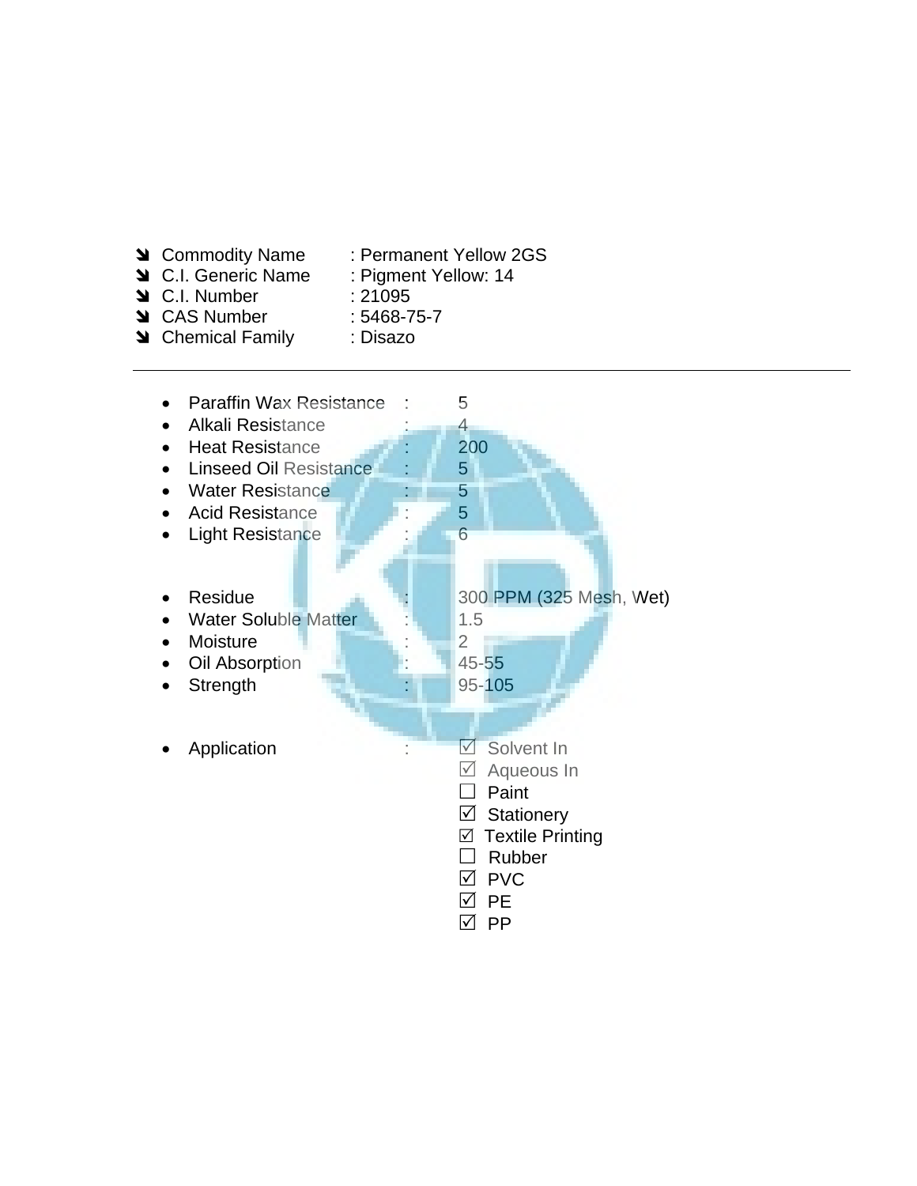- Commodity Name : Permanent Yellow 2GS
- C.I. Generic Name : Pigment Yellow: 14
- C.I. Number : 21095
- CAS Number : 5468-75-7
- Chemical Family : Disazo

---

- Paraffin Wax Resistance : 5
- Alkali Resistance : 4
- Heat Resistance : 200
- Linseed Oil Resistance : 5
- Water Resistance : 5
- Acid Resistance : 5
- Light Resistance : 6

- Residue : 300 PPM (325 Mesh, Wet)
- Water Soluble Matter : 1.5
- Moisture : 2
- Oil Absorption : 45-55
- Strength : 95-105

- Application :
  - ☑ Solvent In
  - ☑ Aqueous In
  - ☐ Paint
  - ☑ Stationery
  - ☑ Textile Printing
  - ☐ Rubber
  - ☑ PVC
  - ☑ PE
  - ☑ PP